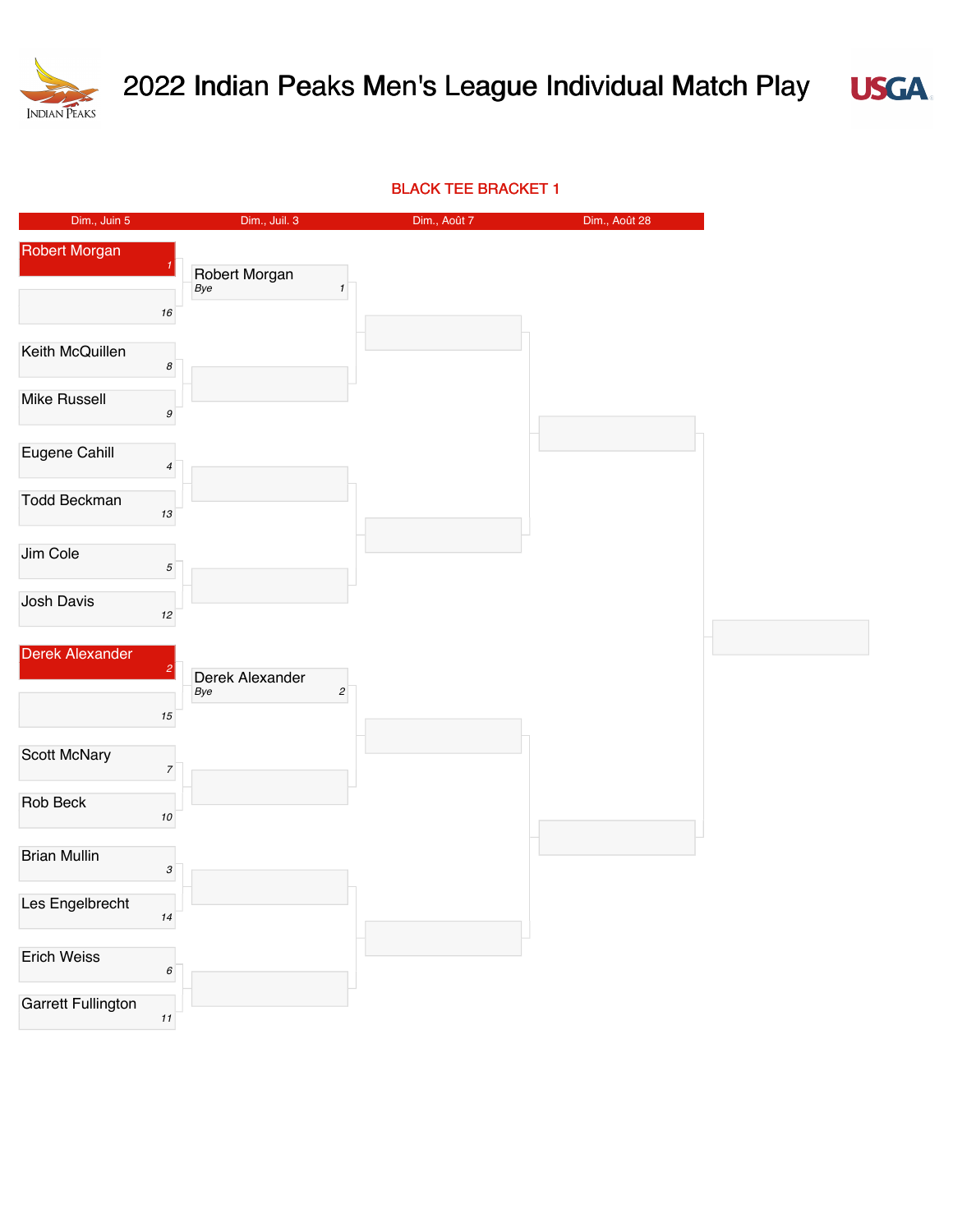# 2022 Indian Peaks Men's League Individual Match Play

## BLACK TEE BRACKET 1

| Dim., Juin 5 | Dim., Juil. 3 | Dim., Août 7 | Dim., Août 28 |
| --- | --- | --- | --- |
| Robert Morgan (1) | Robert Morgan (1) Bye | | |
| (16) | | | |
| Keith McQuillen (8) | | | |
| Mike Russell (9) | | | |
| Eugene Cahill (4) | | | |
| Todd Beckman (13) | | | |
| Jim Cole (5) | | | |
| Josh Davis (12) | | | |
| Derek Alexander (2) | Derek Alexander (2) Bye | | |
| (15) | | | |
| Scott McNary (7) | | | |
| Rob Beck (10) | | | |
| Brian Mullin (3) | | | |
| Les Engelbrecht (14) | | | |
| Erich Weiss (6) | | | |
| Garrett Fullington (11) | | | |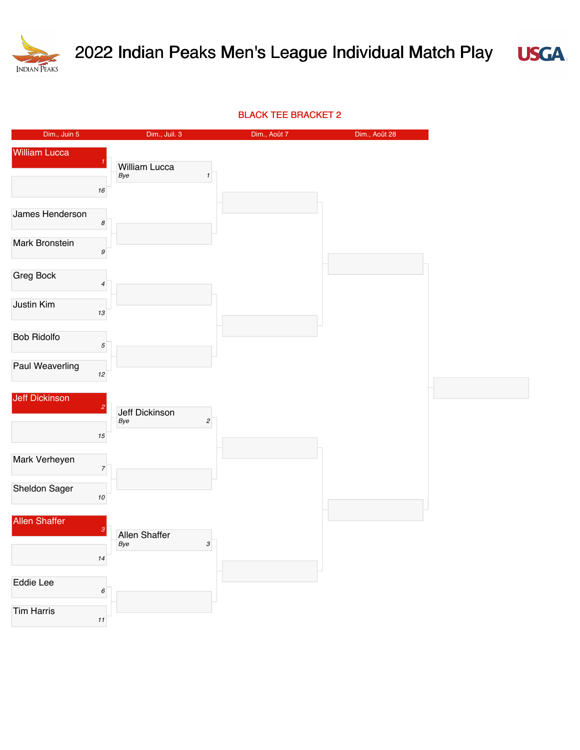# 2022 Indian Peaks Men's League Individual Match Play

## BLACK TEE BRACKET 2

| Dim., Juin 5 | Dim., Juil. 3 | Dim., Août 7 | Dim., Août 28 | |
|---|---|---|---|---|
| William Lucca (1) | William Lucca (1) *Bye* | | | |
| (16) | | | | |
| James Henderson (8) | | | | |
| Mark Bronstein (9) | | | | |
| Greg Bock (4) | | | | |
| Justin Kim (13) | | | | |
| Bob Ridolfo (5) | | | | |
| Paul Weaverling (12) | | | | |
| Jeff Dickinson (2) | Jeff Dickinson (2) *Bye* | | | |
| (15) | | | | |
| Mark Verheyen (7) | | | | |
| Sheldon Sager (10) | | | | |
| Allen Shaffer (3) | Allen Shaffer (3) *Bye* | | | |
| (14) | | | | |
| Eddie Lee (6) | | | | |
| Tim Harris (11) | | | | |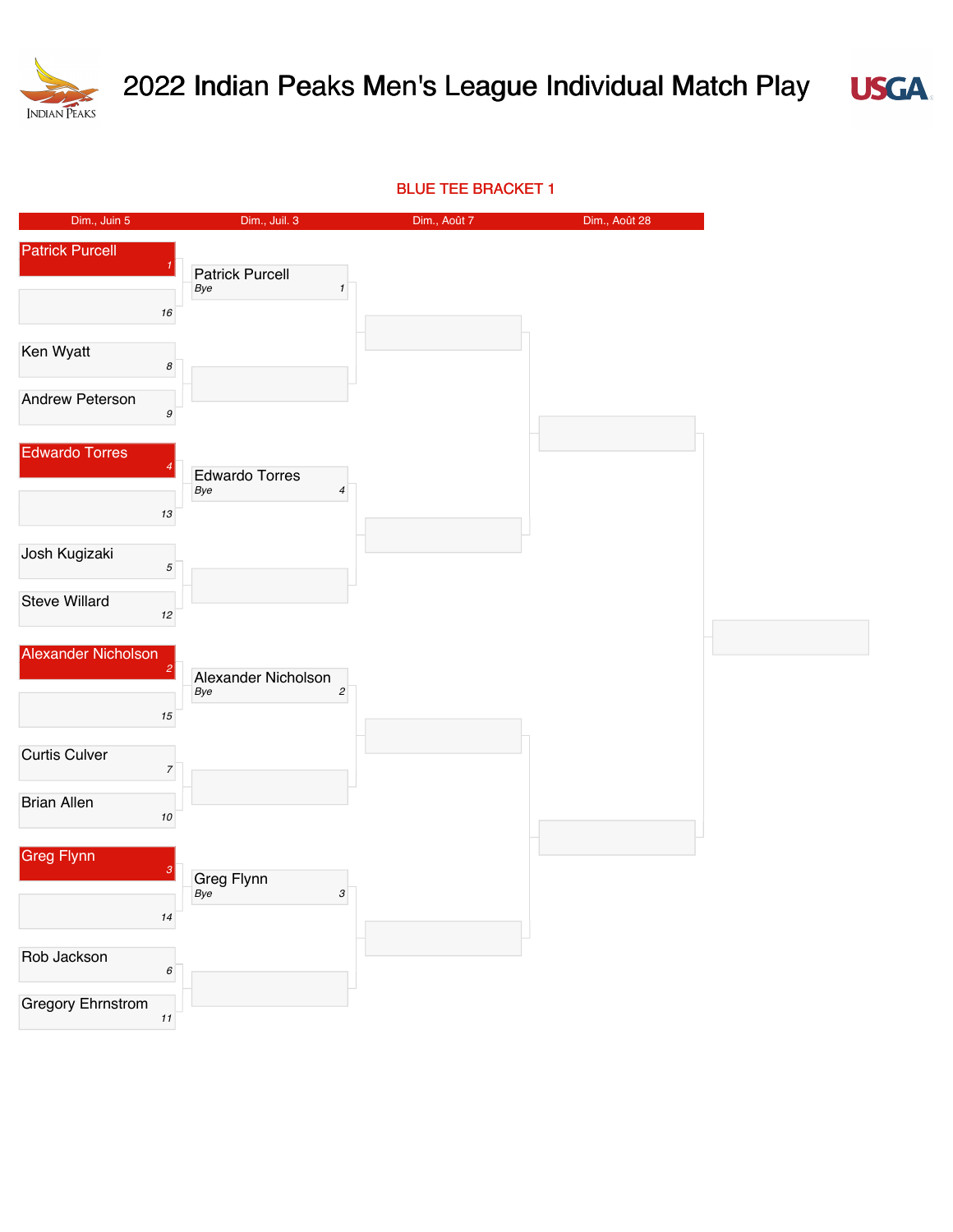# 2022 Indian Peaks Men's League Individual Match Play

## BLUE TEE BRACKET 1

| Dim., Juin 5 | Dim., Juil. 3 | Dim., Août 7 | Dim., Août 28 |
|---|---|---|---|
| Patrick Purcell (1) | | | |
| (16) | Patrick Purcell (1) *Bye* | | |
| Ken Wyatt (8) | | | |
| Andrew Peterson (9) | | | |
| Edwardo Torres (4) | | | |
| (13) | Edwardo Torres (4) *Bye* | | |
| Josh Kugizaki (5) | | | |
| Steve Willard (12) | | | |
| Alexander Nicholson (2) | | | |
| (15) | Alexander Nicholson (2) *Bye* | | |
| Curtis Culver (7) | | | |
| Brian Allen (10) | | | |
| Greg Flynn (3) | | | |
| (14) | Greg Flynn (3) *Bye* | | |
| Rob Jackson (6) | | | |
| Gregory Ehrnstrom (11) | | | |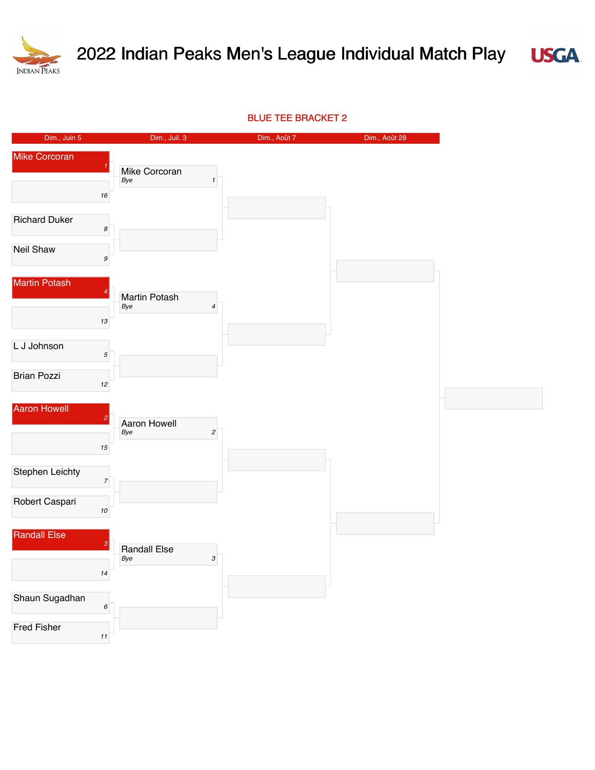# 2022 Indian Peaks Men's League Individual Match Play

## BLUE TEE BRACKET 2

| Dim., Juin 5 | Dim., Juil. 3 | Dim., Août 7 | Dim., Août 28 |
| --- | --- | --- | --- |
| Mike Corcoran (1) | Mike Corcoran (1) – Bye | | |
| (16) | | | |
| Richard Duker (8) | | | |
| Neil Shaw (9) | | | |
| Martin Potash (4) | Martin Potash (4) – Bye | | |
| (13) | | | |
| L J Johnson (5) | | | |
| Brian Pozzi (12) | | | |
| Aaron Howell (2) | Aaron Howell (2) – Bye | | |
| (15) | | | |
| Stephen Leichty (7) | | | |
| Robert Caspari (10) | | | |
| Randall Else (3) | Randall Else (3) – Bye | | |
| (14) | | | |
| Shaun Sugadhan (6) | | | |
| Fred Fisher (11) | | | |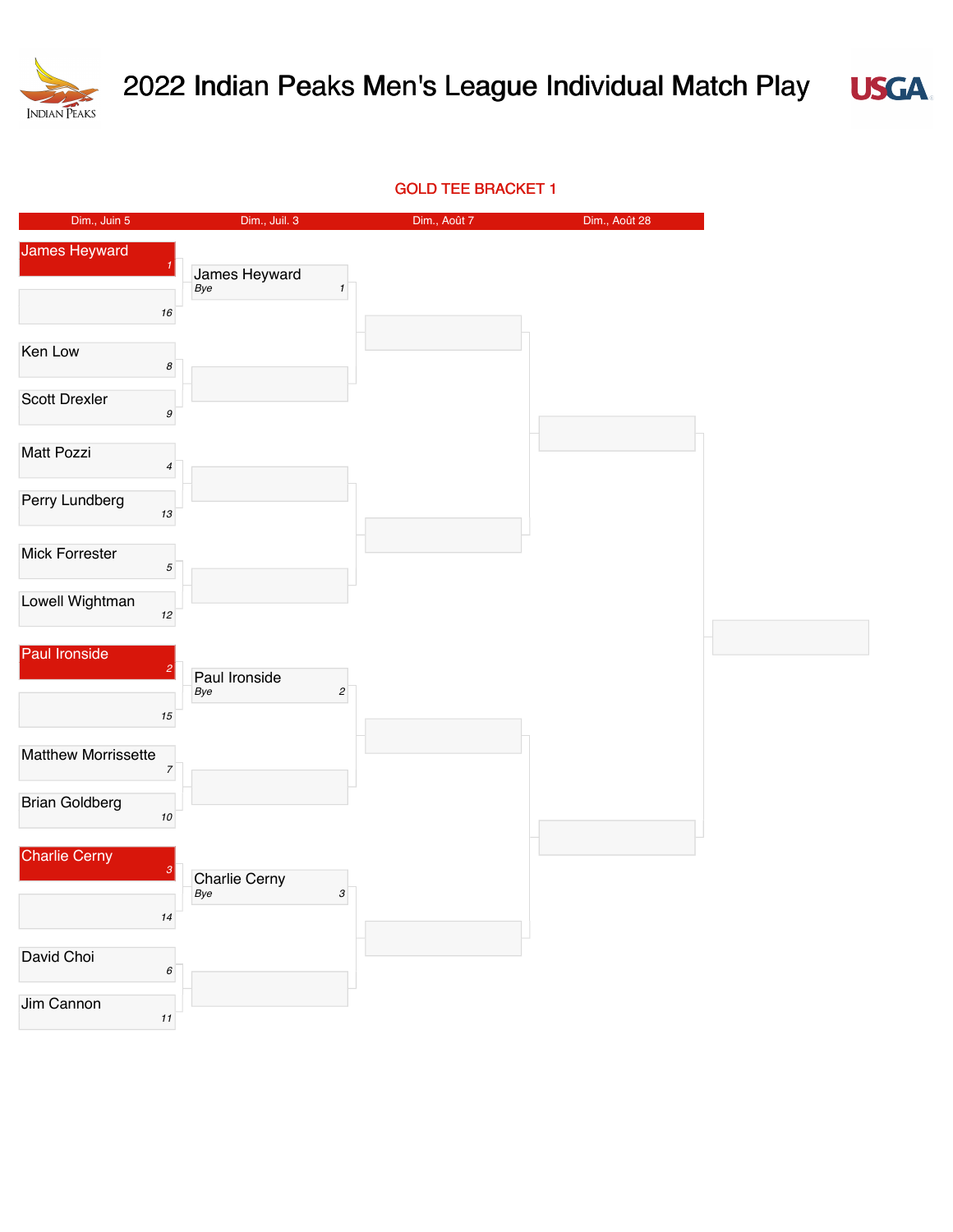# 2022 Indian Peaks Men's League Individual Match Play

## GOLD TEE BRACKET 1

| Dim., Juin 5 | Dim., Juil. 3 | Dim., Août 7 | Dim., Août 28 |
|---|---|---|---|
| James Heyward (1) | James Heyward (1) Bye | | |
| (16) | | | |
| Ken Low (8) | | | |
| Scott Drexler (9) | | | |
| Matt Pozzi (4) | | | |
| Perry Lundberg (13) | | | |
| Mick Forrester (5) | | | |
| Lowell Wightman (12) | | | |
| Paul Ironside (2) | Paul Ironside (2) Bye | | |
| (15) | | | |
| Matthew Morrissette (7) | | | |
| Brian Goldberg (10) | | | |
| Charlie Cerny (3) | Charlie Cerny (3) Bye | | |
| (14) | | | |
| David Choi (6) | | | |
| Jim Cannon (11) | | | |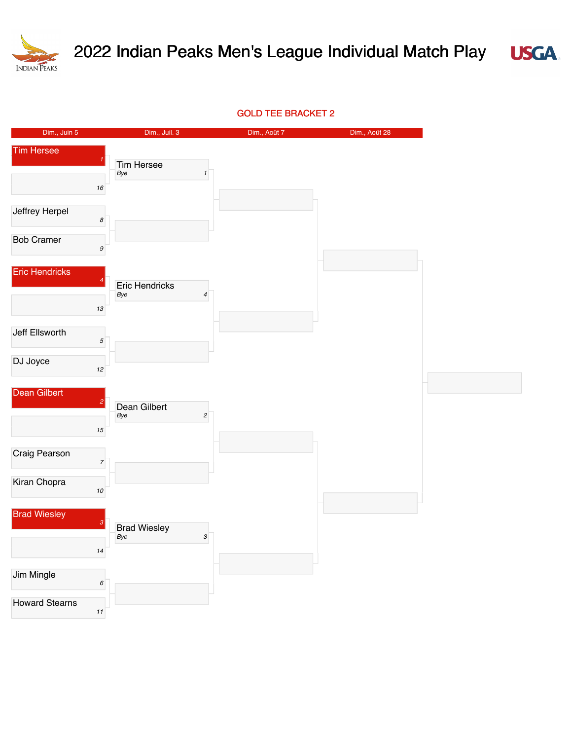# 2022 Indian Peaks Men's League Individual Match Play

## GOLD TEE BRACKET 2

Dim., Juin 5

Dim., Juil. 3

Dim., Août 7

Dim., Août 28

Tim Hersee 1

16

Jeffrey Herpel 8

Bob Cramer 9

Eric Hendricks 4

13

Jeff Ellsworth 5

DJ Joyce 12

Dean Gilbert 2

15

Craig Pearson 7

Kiran Chopra 10

Brad Wiesley 3

14

Jim Mingle 6

Howard Stearns 11

Tim Hersee
Bye 1

Eric Hendricks
Bye 4

Dean Gilbert
Bye 2

Brad Wiesley
Bye 3